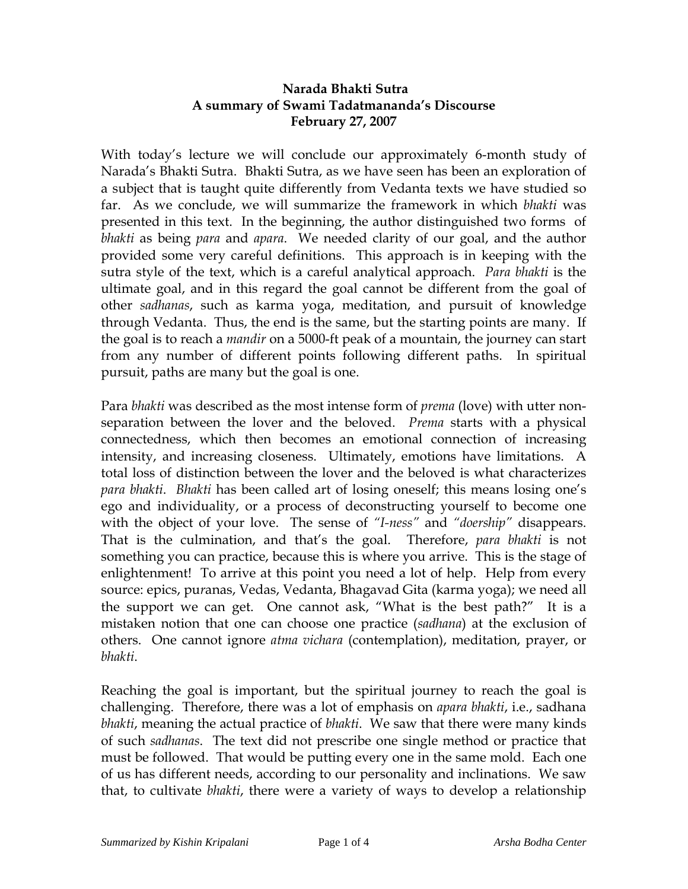**Narada Bhakti Sutra**
**A summary of Swami Tadatmananda's Discourse**
**February 27, 2007**

With today's lecture we will conclude our approximately 6-month study of Narada's Bhakti Sutra. Bhakti Sutra, as we have seen has been an exploration of a subject that is taught quite differently from Vedanta texts we have studied so far. As we conclude, we will summarize the framework in which *bhakti* was presented in this text. In the beginning, the author distinguished two forms of *bhakti* as being *para* and *apara*. We needed clarity of our goal, and the author provided some very careful definitions. This approach is in keeping with the sutra style of the text, which is a careful analytical approach. *Para bhakti* is the ultimate goal, and in this regard the goal cannot be different from the goal of other *sadhanas*, such as karma yoga, meditation, and pursuit of knowledge through Vedanta. Thus, the end is the same, but the starting points are many. If the goal is to reach a *mandir* on a 5000-ft peak of a mountain, the journey can start from any number of different points following different paths. In spiritual pursuit, paths are many but the goal is one.

Para *bhakti* was described as the most intense form of *prema* (love) with utter non-separation between the lover and the beloved. *Prema* starts with a physical connectedness, which then becomes an emotional connection of increasing intensity, and increasing closeness. Ultimately, emotions have limitations. A total loss of distinction between the lover and the beloved is what characterizes *para bhakti*. *Bhakti* has been called art of losing oneself; this means losing one's ego and individuality, or a process of deconstructing yourself to become one with the object of your love. The sense of *"I-ness"* and *"doership"* disappears. That is the culmination, and that's the goal. Therefore, *para bhakti* is not something you can practice, because this is where you arrive. This is the stage of enlightenment! To arrive at this point you need a lot of help. Help from every source: epics, puranas, Vedas, Vedanta, Bhagavad Gita (karma yoga); we need all the support we can get. One cannot ask, "What is the best path?" It is a mistaken notion that one can choose one practice (*sadhana*) at the exclusion of others. One cannot ignore *atma vichara* (contemplation), meditation, prayer, or *bhakti*.

Reaching the goal is important, but the spiritual journey to reach the goal is challenging. Therefore, there was a lot of emphasis on *apara bhakti*, i.e., sadhana *bhakti*, meaning the actual practice of *bhakti*. We saw that there were many kinds of such *sadhanas*. The text did not prescribe one single method or practice that must be followed. That would be putting every one in the same mold. Each one of us has different needs, according to our personality and inclinations. We saw that, to cultivate *bhakti*, there were a variety of ways to develop a relationship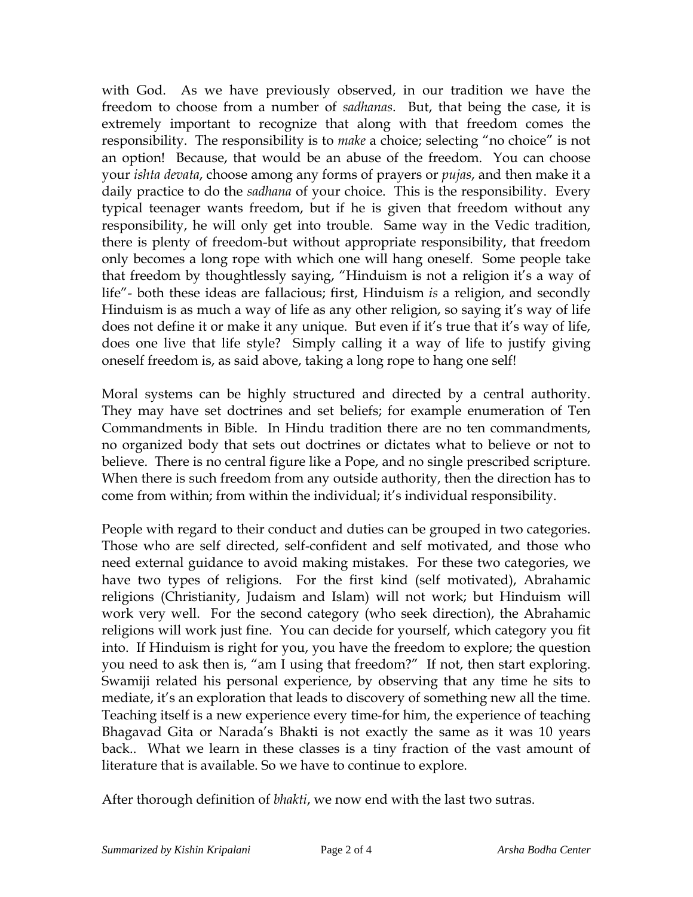with God. As we have previously observed, in our tradition we have the freedom to choose from a number of *sadhanas*. But, that being the case, it is extremely important to recognize that along with that freedom comes the responsibility. The responsibility is to *make* a choice; selecting "no choice" is not an option! Because, that would be an abuse of the freedom. You can choose your *ishta devata*, choose among any forms of prayers or *pujas*, and then make it a daily practice to do the *sadhana* of your choice. This is the responsibility. Every typical teenager wants freedom, but if he is given that freedom without any responsibility, he will only get into trouble. Same way in the Vedic tradition, there is plenty of freedom-but without appropriate responsibility, that freedom only becomes a long rope with which one will hang oneself. Some people take that freedom by thoughtlessly saying, "Hinduism is not a religion it's a way of life"- both these ideas are fallacious; first, Hinduism *is* a religion, and secondly Hinduism is as much a way of life as any other religion, so saying it's way of life does not define it or make it any unique. But even if it's true that it's way of life, does one live that life style? Simply calling it a way of life to justify giving oneself freedom is, as said above, taking a long rope to hang one self!

Moral systems can be highly structured and directed by a central authority. They may have set doctrines and set beliefs; for example enumeration of Ten Commandments in Bible. In Hindu tradition there are no ten commandments, no organized body that sets out doctrines or dictates what to believe or not to believe. There is no central figure like a Pope, and no single prescribed scripture. When there is such freedom from any outside authority, then the direction has to come from within; from within the individual; it's individual responsibility.

People with regard to their conduct and duties can be grouped in two categories. Those who are self directed, self-confident and self motivated, and those who need external guidance to avoid making mistakes. For these two categories, we have two types of religions. For the first kind (self motivated), Abrahamic religions (Christianity, Judaism and Islam) will not work; but Hinduism will work very well. For the second category (who seek direction), the Abrahamic religions will work just fine. You can decide for yourself, which category you fit into. If Hinduism is right for you, you have the freedom to explore; the question you need to ask then is, "am I using that freedom?" If not, then start exploring. Swamiji related his personal experience, by observing that any time he sits to mediate, it's an exploration that leads to discovery of something new all the time. Teaching itself is a new experience every time-for him, the experience of teaching Bhagavad Gita or Narada's Bhakti is not exactly the same as it was 10 years back.. What we learn in these classes is a tiny fraction of the vast amount of literature that is available. So we have to continue to explore.

After thorough definition of *bhakti*, we now end with the last two sutras.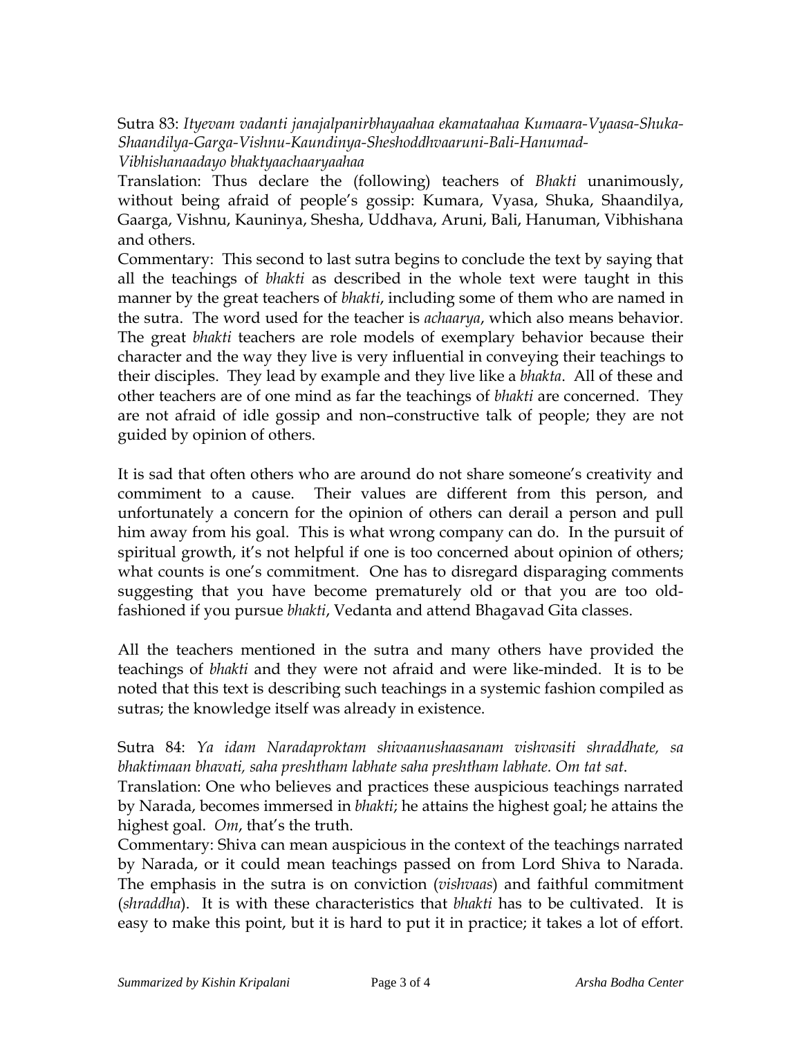Sutra 83: *Ityevam vadanti janajalpanirbhayaahaa ekamataahaa Kumaara-Vyaasa-Shuka-Shaandilya-Garga-Vishnu-Kaundinya-Sheshoddhvaaruni-Bali-Hanumad-Vibhishanaadayo bhaktyaachaaryaahaa*

Translation: Thus declare the (following) teachers of *Bhakti* unanimously, without being afraid of people's gossip: Kumara, Vyasa, Shuka, Shaandilya, Gaarga, Vishnu, Kauninya, Shesha, Uddhava, Aruni, Bali, Hanuman, Vibhishana and others.

Commentary: This second to last sutra begins to conclude the text by saying that all the teachings of *bhakti* as described in the whole text were taught in this manner by the great teachers of *bhakti*, including some of them who are named in the sutra. The word used for the teacher is *achaarya*, which also means behavior. The great *bhakti* teachers are role models of exemplary behavior because their character and the way they live is very influential in conveying their teachings to their disciples. They lead by example and they live like a *bhakta*. All of these and other teachers are of one mind as far the teachings of *bhakti* are concerned. They are not afraid of idle gossip and non–constructive talk of people; they are not guided by opinion of others.

It is sad that often others who are around do not share someone's creativity and commiment to a cause. Their values are different from this person, and unfortunately a concern for the opinion of others can derail a person and pull him away from his goal. This is what wrong company can do. In the pursuit of spiritual growth, it's not helpful if one is too concerned about opinion of others; what counts is one's commitment. One has to disregard disparaging comments suggesting that you have become prematurely old or that you are too old-fashioned if you pursue *bhakti*, Vedanta and attend Bhagavad Gita classes.

All the teachers mentioned in the sutra and many others have provided the teachings of *bhakti* and they were not afraid and were like-minded. It is to be noted that this text is describing such teachings in a systemic fashion compiled as sutras; the knowledge itself was already in existence.

Sutra 84: *Ya idam Naradaproktam shivaanushaasanam vishvasiti shraddhate, sa bhaktimaan bhavati, saha preshtham labhate saha preshtham labhate. Om tat sat*.

Translation: One who believes and practices these auspicious teachings narrated by Narada, becomes immersed in *bhakti*; he attains the highest goal; he attains the highest goal. *Om*, that's the truth.

Commentary: Shiva can mean auspicious in the context of the teachings narrated by Narada, or it could mean teachings passed on from Lord Shiva to Narada. The emphasis in the sutra is on conviction (*vishvaas*) and faithful commitment (*shraddha*). It is with these characteristics that *bhakti* has to be cultivated. It is easy to make this point, but it is hard to put it in practice; it takes a lot of effort.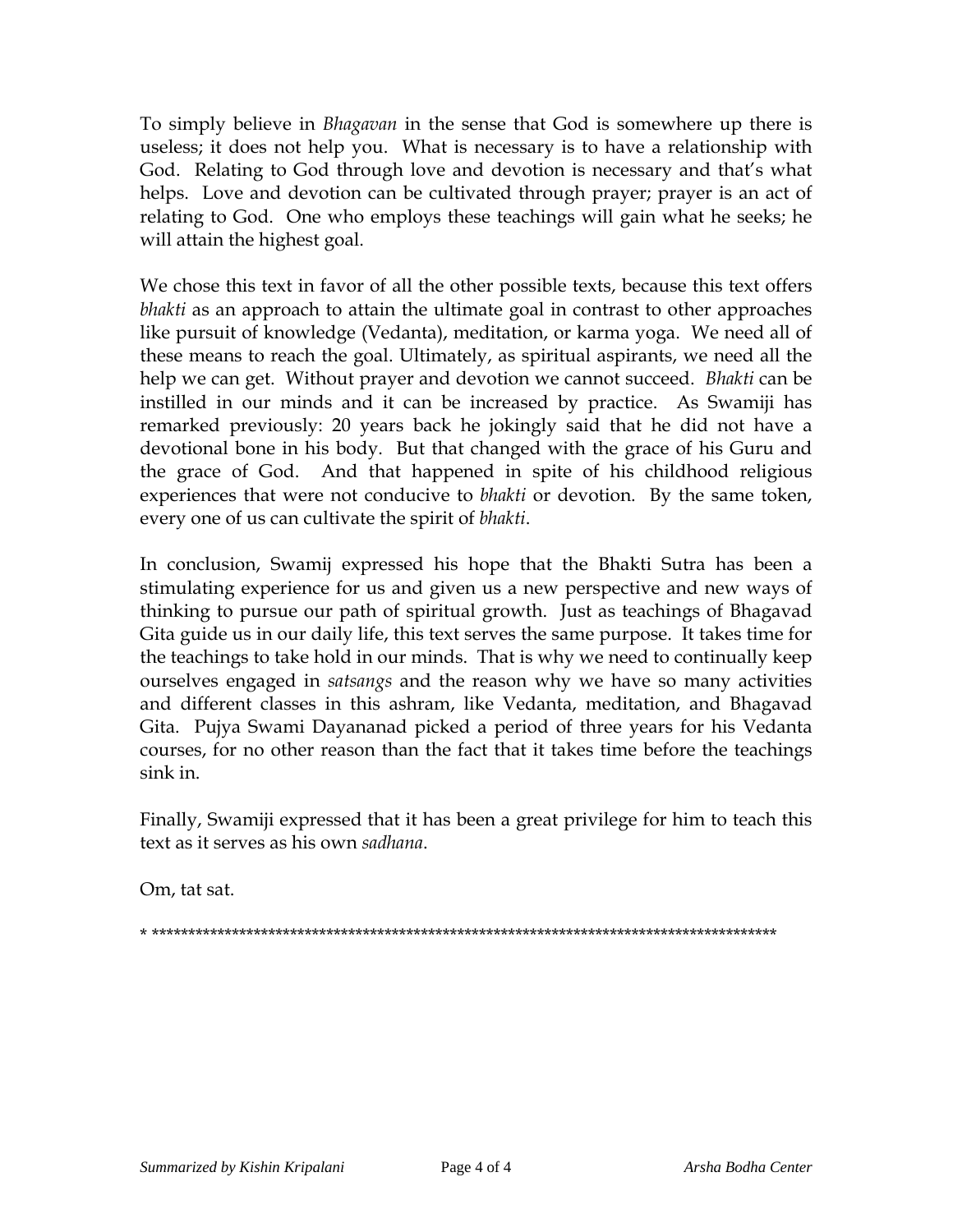To simply believe in *Bhagavan* in the sense that God is somewhere up there is useless; it does not help you. What is necessary is to have a relationship with God. Relating to God through love and devotion is necessary and that's what helps. Love and devotion can be cultivated through prayer; prayer is an act of relating to God. One who employs these teachings will gain what he seeks; he will attain the highest goal.

We chose this text in favor of all the other possible texts, because this text offers *bhakti* as an approach to attain the ultimate goal in contrast to other approaches like pursuit of knowledge (Vedanta), meditation, or karma yoga. We need all of these means to reach the goal. Ultimately, as spiritual aspirants, we need all the help we can get. Without prayer and devotion we cannot succeed. *Bhakti* can be instilled in our minds and it can be increased by practice. As Swamiji has remarked previously: 20 years back he jokingly said that he did not have a devotional bone in his body. But that changed with the grace of his Guru and the grace of God. And that happened in spite of his childhood religious experiences that were not conducive to *bhakti* or devotion. By the same token, every one of us can cultivate the spirit of *bhakti*.

In conclusion, Swamij expressed his hope that the Bhakti Sutra has been a stimulating experience for us and given us a new perspective and new ways of thinking to pursue our path of spiritual growth. Just as teachings of Bhagavad Gita guide us in our daily life, this text serves the same purpose. It takes time for the teachings to take hold in our minds. That is why we need to continually keep ourselves engaged in *satsangs* and the reason why we have so many activities and different classes in this ashram, like Vedanta, meditation, and Bhagavad Gita. Pujya Swami Dayananad picked a period of three years for his Vedanta courses, for no other reason than the fact that it takes time before the teachings sink in.

Finally, Swamiji expressed that it has been a great privilege for him to teach this text as it serves as his own *sadhana*.

Om, tat sat.

* ****************************************************************************************